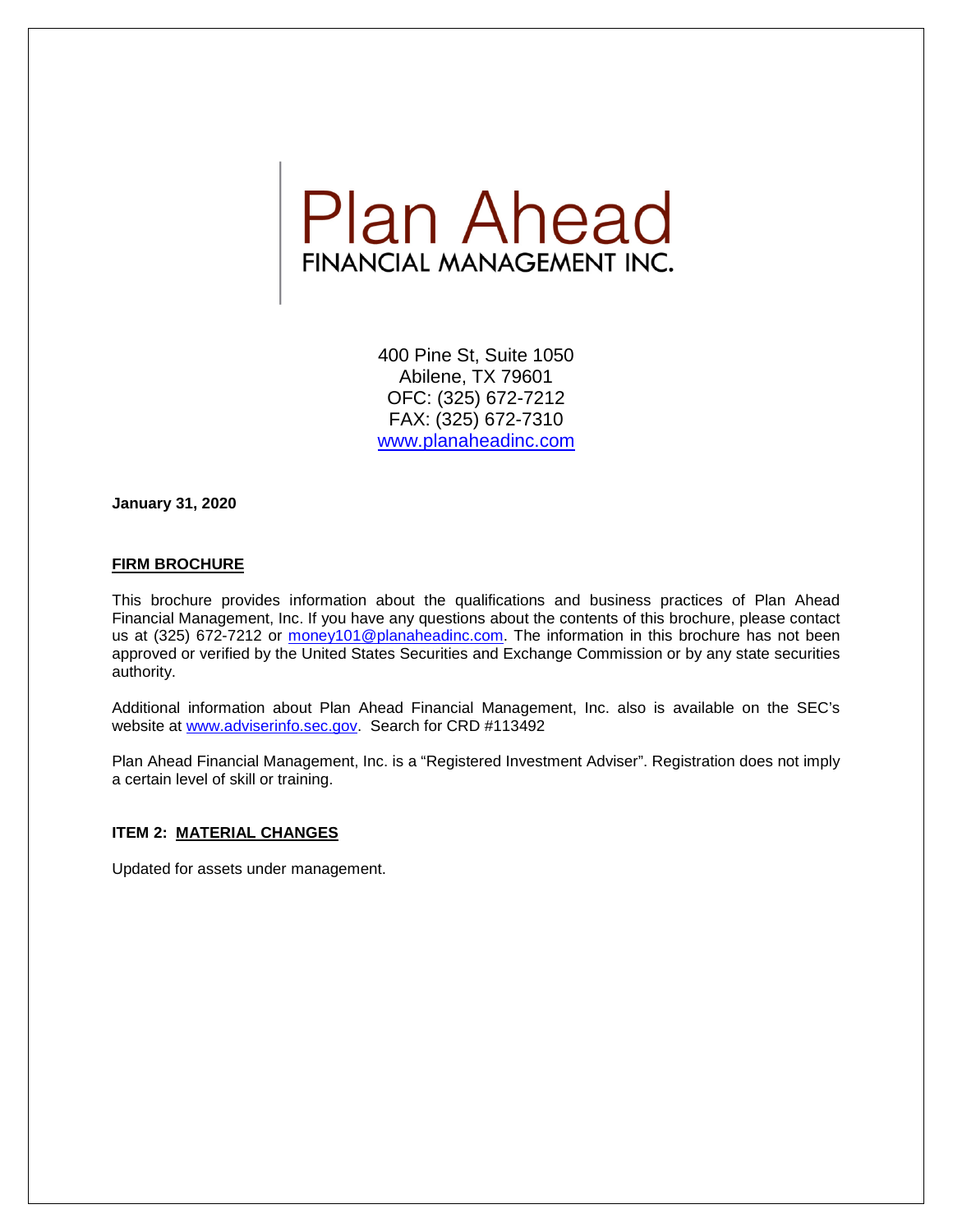# Plan Ahead

FINANCIAL MANAGEMENT INC.

400 Pine St, Suite 1050
Abilene, TX 79601
OFC: (325) 672-7212
FAX: (325) 672-7310
www.planaheadinc.com

**January 31, 2020**

## FIRM BROCHURE

This brochure provides information about the qualifications and business practices of Plan Ahead Financial Management, Inc. If you have any questions about the contents of this brochure, please contact us at (325) 672-7212 or money101@planaheadinc.com. The information in this brochure has not been approved or verified by the United States Securities and Exchange Commission or by any state securities authority.

Additional information about Plan Ahead Financial Management, Inc. also is available on the SEC's website at www.adviserinfo.sec.gov. Search for CRD #113492

Plan Ahead Financial Management, Inc. is a "Registered Investment Adviser". Registration does not imply a certain level of skill or training.

## ITEM 2: MATERIAL CHANGES

Updated for assets under management.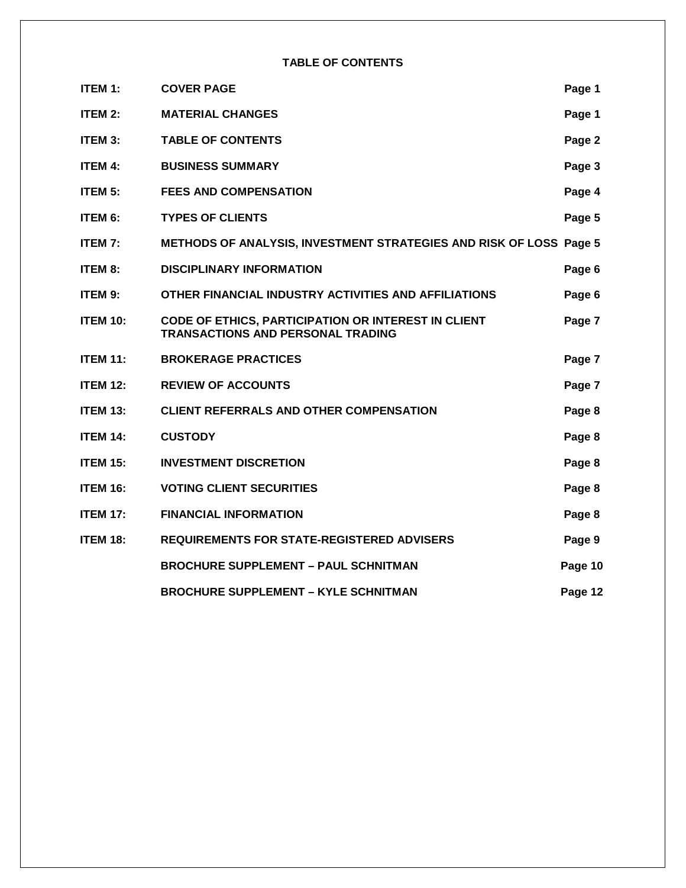## TABLE OF CONTENTS

| | | |
|---|---|---|
| **ITEM 1:** | **COVER PAGE** | **Page 1** |
| **ITEM 2:** | **MATERIAL CHANGES** | **Page 1** |
| **ITEM 3:** | **TABLE OF CONTENTS** | **Page 2** |
| **ITEM 4:** | **BUSINESS SUMMARY** | **Page 3** |
| **ITEM 5:** | **FEES AND COMPENSATION** | **Page 4** |
| **ITEM 6:** | **TYPES OF CLIENTS** | **Page 5** |
| **ITEM 7:** | **METHODS OF ANALYSIS, INVESTMENT STRATEGIES AND RISK OF LOSS** | **Page 5** |
| **ITEM 8:** | **DISCIPLINARY INFORMATION** | **Page 6** |
| **ITEM 9:** | **OTHER FINANCIAL INDUSTRY ACTIVITIES AND AFFILIATIONS** | **Page 6** |
| **ITEM 10:** | **CODE OF ETHICS, PARTICIPATION OR INTEREST IN CLIENT TRANSACTIONS AND PERSONAL TRADING** | **Page 7** |
| **ITEM 11:** | **BROKERAGE PRACTICES** | **Page 7** |
| **ITEM 12:** | **REVIEW OF ACCOUNTS** | **Page 7** |
| **ITEM 13:** | **CLIENT REFERRALS AND OTHER COMPENSATION** | **Page 8** |
| **ITEM 14:** | **CUSTODY** | **Page 8** |
| **ITEM 15:** | **INVESTMENT DISCRETION** | **Page 8** |
| **ITEM 16:** | **VOTING CLIENT SECURITIES** | **Page 8** |
| **ITEM 17:** | **FINANCIAL INFORMATION** | **Page 8** |
| **ITEM 18:** | **REQUIREMENTS FOR STATE-REGISTERED ADVISERS** | **Page 9** |
| | **BROCHURE SUPPLEMENT – PAUL SCHNITMAN** | **Page 10** |
| | **BROCHURE SUPPLEMENT – KYLE SCHNITMAN** | **Page 12** |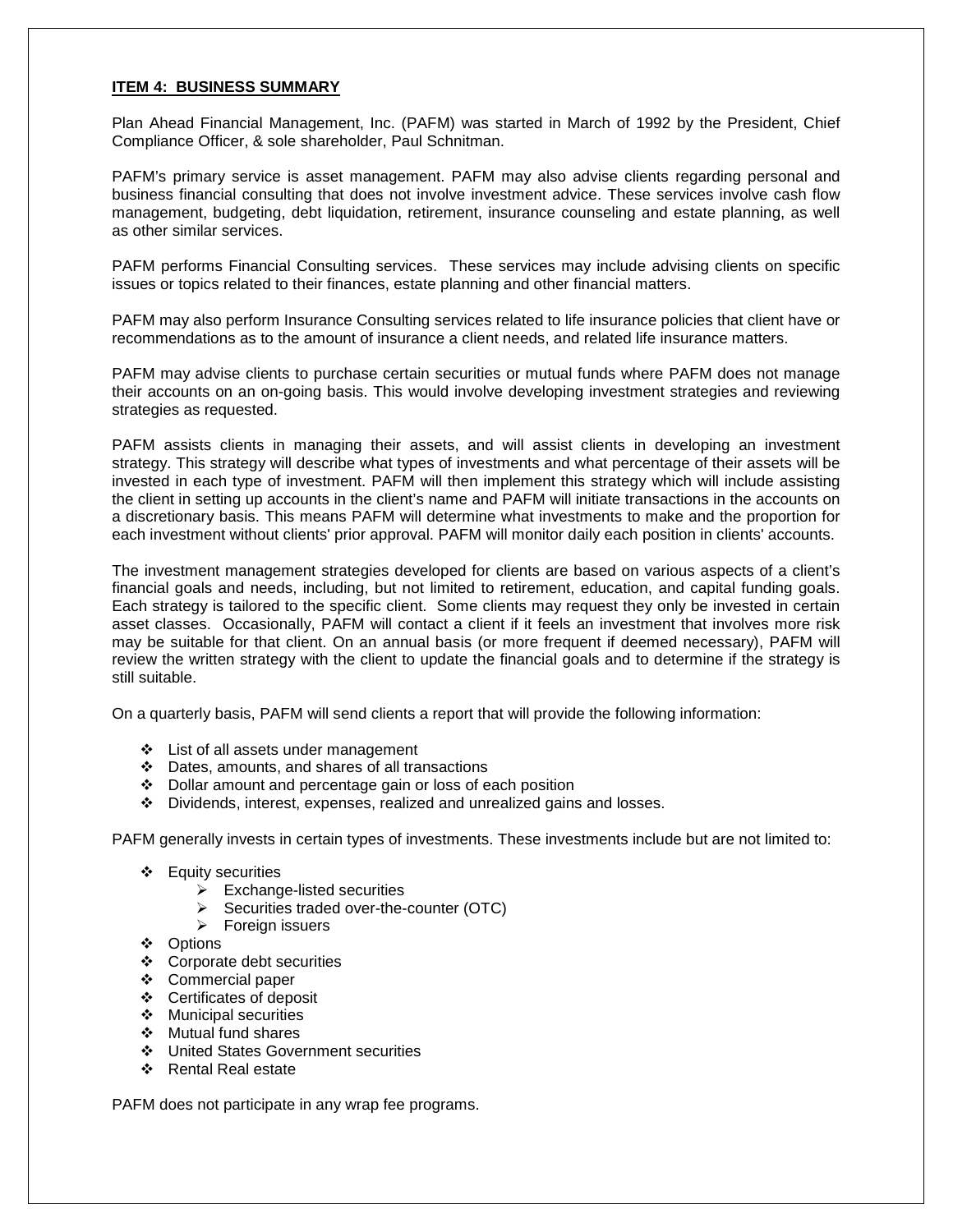## ITEM 4: BUSINESS SUMMARY

Plan Ahead Financial Management, Inc. (PAFM) was started in March of 1992 by the President, Chief Compliance Officer, & sole shareholder, Paul Schnitman.

PAFM's primary service is asset management. PAFM may also advise clients regarding personal and business financial consulting that does not involve investment advice. These services involve cash flow management, budgeting, debt liquidation, retirement, insurance counseling and estate planning, as well as other similar services.

PAFM performs Financial Consulting services. These services may include advising clients on specific issues or topics related to their finances, estate planning and other financial matters.

PAFM may also perform Insurance Consulting services related to life insurance policies that client have or recommendations as to the amount of insurance a client needs, and related life insurance matters.

PAFM may advise clients to purchase certain securities or mutual funds where PAFM does not manage their accounts on an on-going basis. This would involve developing investment strategies and reviewing strategies as requested.

PAFM assists clients in managing their assets, and will assist clients in developing an investment strategy. This strategy will describe what types of investments and what percentage of their assets will be invested in each type of investment. PAFM will then implement this strategy which will include assisting the client in setting up accounts in the client's name and PAFM will initiate transactions in the accounts on a discretionary basis. This means PAFM will determine what investments to make and the proportion for each investment without clients' prior approval. PAFM will monitor daily each position in clients' accounts.

The investment management strategies developed for clients are based on various aspects of a client's financial goals and needs, including, but not limited to retirement, education, and capital funding goals. Each strategy is tailored to the specific client. Some clients may request they only be invested in certain asset classes. Occasionally, PAFM will contact a client if it feels an investment that involves more risk may be suitable for that client. On an annual basis (or more frequent if deemed necessary), PAFM will review the written strategy with the client to update the financial goals and to determine if the strategy is still suitable.

On a quarterly basis, PAFM will send clients a report that will provide the following information:

- List of all assets under management
- Dates, amounts, and shares of all transactions
- Dollar amount and percentage gain or loss of each position
- Dividends, interest, expenses, realized and unrealized gains and losses.

PAFM generally invests in certain types of investments. These investments include but are not limited to:

- Equity securities
  - Exchange-listed securities
  - Securities traded over-the-counter (OTC)
  - Foreign issuers
- Options
- Corporate debt securities
- Commercial paper
- Certificates of deposit
- Municipal securities
- Mutual fund shares
- United States Government securities
- Rental Real estate

PAFM does not participate in any wrap fee programs.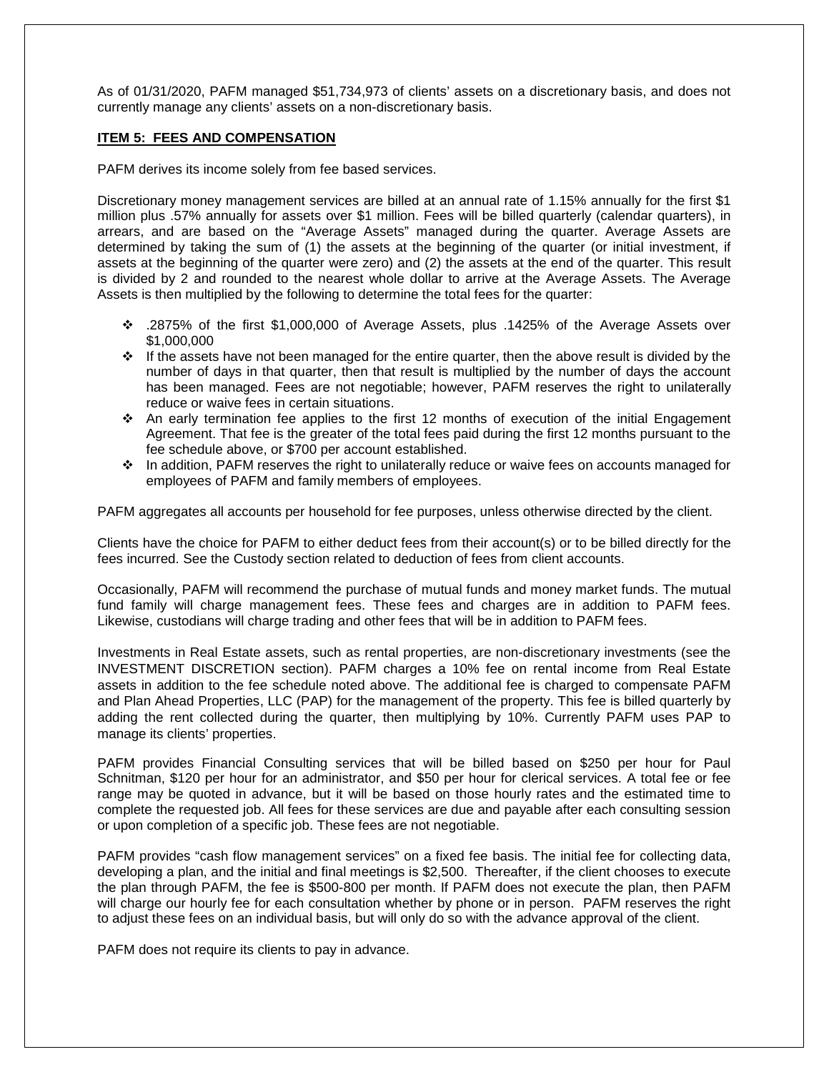As of 01/31/2020, PAFM managed $51,734,973 of clients' assets on a discretionary basis, and does not currently manage any clients' assets on a non-discretionary basis.

## ITEM 5: FEES AND COMPENSATION

PAFM derives its income solely from fee based services.

Discretionary money management services are billed at an annual rate of 1.15% annually for the first $1 million plus .57% annually for assets over $1 million. Fees will be billed quarterly (calendar quarters), in arrears, and are based on the "Average Assets" managed during the quarter. Average Assets are determined by taking the sum of (1) the assets at the beginning of the quarter (or initial investment, if assets at the beginning of the quarter were zero) and (2) the assets at the end of the quarter. This result is divided by 2 and rounded to the nearest whole dollar to arrive at the Average Assets. The Average Assets is then multiplied by the following to determine the total fees for the quarter:

- .2875% of the first $1,000,000 of Average Assets, plus .1425% of the Average Assets over $1,000,000
- If the assets have not been managed for the entire quarter, then the above result is divided by the number of days in that quarter, then that result is multiplied by the number of days the account has been managed. Fees are not negotiable; however, PAFM reserves the right to unilaterally reduce or waive fees in certain situations.
- An early termination fee applies to the first 12 months of execution of the initial Engagement Agreement. That fee is the greater of the total fees paid during the first 12 months pursuant to the fee schedule above, or $700 per account established.
- In addition, PAFM reserves the right to unilaterally reduce or waive fees on accounts managed for employees of PAFM and family members of employees.

PAFM aggregates all accounts per household for fee purposes, unless otherwise directed by the client.

Clients have the choice for PAFM to either deduct fees from their account(s) or to be billed directly for the fees incurred. See the Custody section related to deduction of fees from client accounts.

Occasionally, PAFM will recommend the purchase of mutual funds and money market funds. The mutual fund family will charge management fees. These fees and charges are in addition to PAFM fees. Likewise, custodians will charge trading and other fees that will be in addition to PAFM fees.

Investments in Real Estate assets, such as rental properties, are non-discretionary investments (see the INVESTMENT DISCRETION section). PAFM charges a 10% fee on rental income from Real Estate assets in addition to the fee schedule noted above. The additional fee is charged to compensate PAFM and Plan Ahead Properties, LLC (PAP) for the management of the property. This fee is billed quarterly by adding the rent collected during the quarter, then multiplying by 10%. Currently PAFM uses PAP to manage its clients' properties.

PAFM provides Financial Consulting services that will be billed based on $250 per hour for Paul Schnitman, $120 per hour for an administrator, and $50 per hour for clerical services. A total fee or fee range may be quoted in advance, but it will be based on those hourly rates and the estimated time to complete the requested job. All fees for these services are due and payable after each consulting session or upon completion of a specific job. These fees are not negotiable.

PAFM provides "cash flow management services" on a fixed fee basis. The initial fee for collecting data, developing a plan, and the initial and final meetings is $2,500. Thereafter, if the client chooses to execute the plan through PAFM, the fee is $500-800 per month. If PAFM does not execute the plan, then PAFM will charge our hourly fee for each consultation whether by phone or in person. PAFM reserves the right to adjust these fees on an individual basis, but will only do so with the advance approval of the client.

PAFM does not require its clients to pay in advance.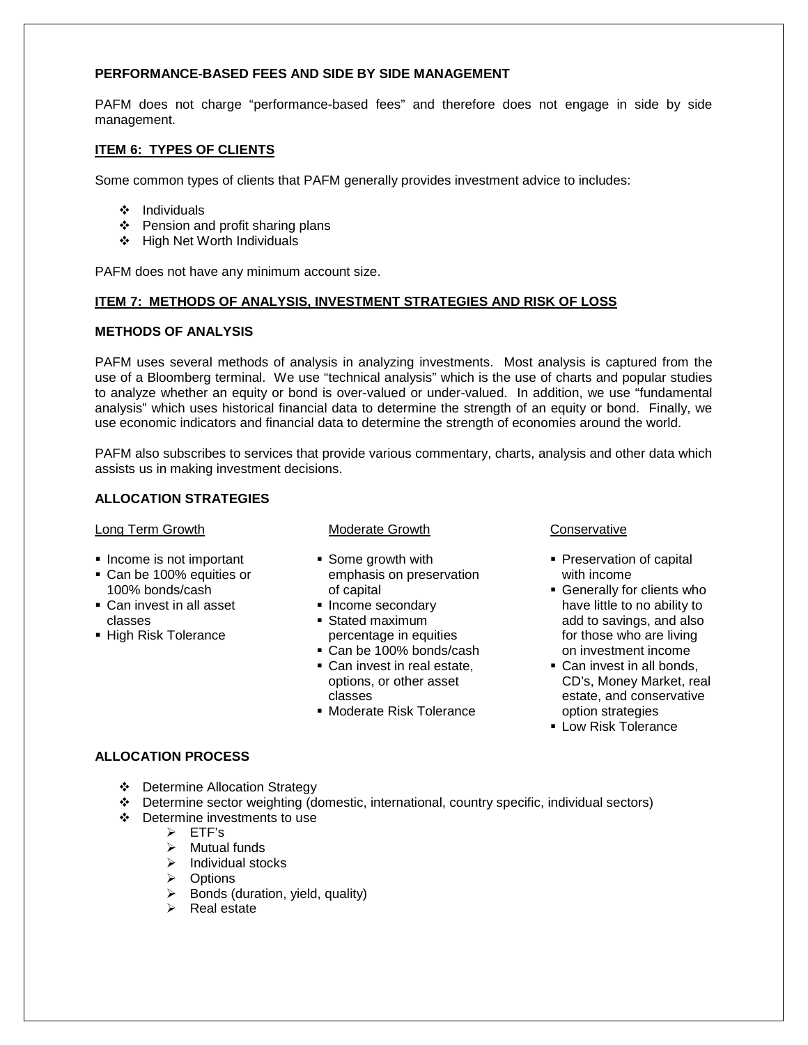### PERFORMANCE-BASED FEES AND SIDE BY SIDE MANAGEMENT

PAFM does not charge "performance-based fees" and therefore does not engage in side by side management.

## ITEM 6: TYPES OF CLIENTS

Some common types of clients that PAFM generally provides investment advice to includes:

- Individuals
- Pension and profit sharing plans
- High Net Worth Individuals

PAFM does not have any minimum account size.

## ITEM 7: METHODS OF ANALYSIS, INVESTMENT STRATEGIES AND RISK OF LOSS

### METHODS OF ANALYSIS

PAFM uses several methods of analysis in analyzing investments. Most analysis is captured from the use of a Bloomberg terminal. We use "technical analysis" which is the use of charts and popular studies to analyze whether an equity or bond is over-valued or under-valued. In addition, we use "fundamental analysis" which uses historical financial data to determine the strength of an equity or bond. Finally, we use economic indicators and financial data to determine the strength of economies around the world.

PAFM also subscribes to services that provide various commentary, charts, analysis and other data which assists us in making investment decisions.

### ALLOCATION STRATEGIES

Long Term Growth

- Income is not important
- Can be 100% equities or 100% bonds/cash
- Can invest in all asset classes
- High Risk Tolerance

Moderate Growth

- Some growth with emphasis on preservation of capital
- Income secondary
- Stated maximum percentage in equities
- Can be 100% bonds/cash
- Can invest in real estate, options, or other asset classes
- Moderate Risk Tolerance

Conservative

- Preservation of capital with income
- Generally for clients who have little to no ability to add to savings, and also for those who are living on investment income
- Can invest in all bonds, CD's, Money Market, real estate, and conservative option strategies
- Low Risk Tolerance

### ALLOCATION PROCESS

- Determine Allocation Strategy
- Determine sector weighting (domestic, international, country specific, individual sectors)
- Determine investments to use
  - ETF's
  - Mutual funds
  - Individual stocks
  - Options
  - Bonds (duration, yield, quality)
  - Real estate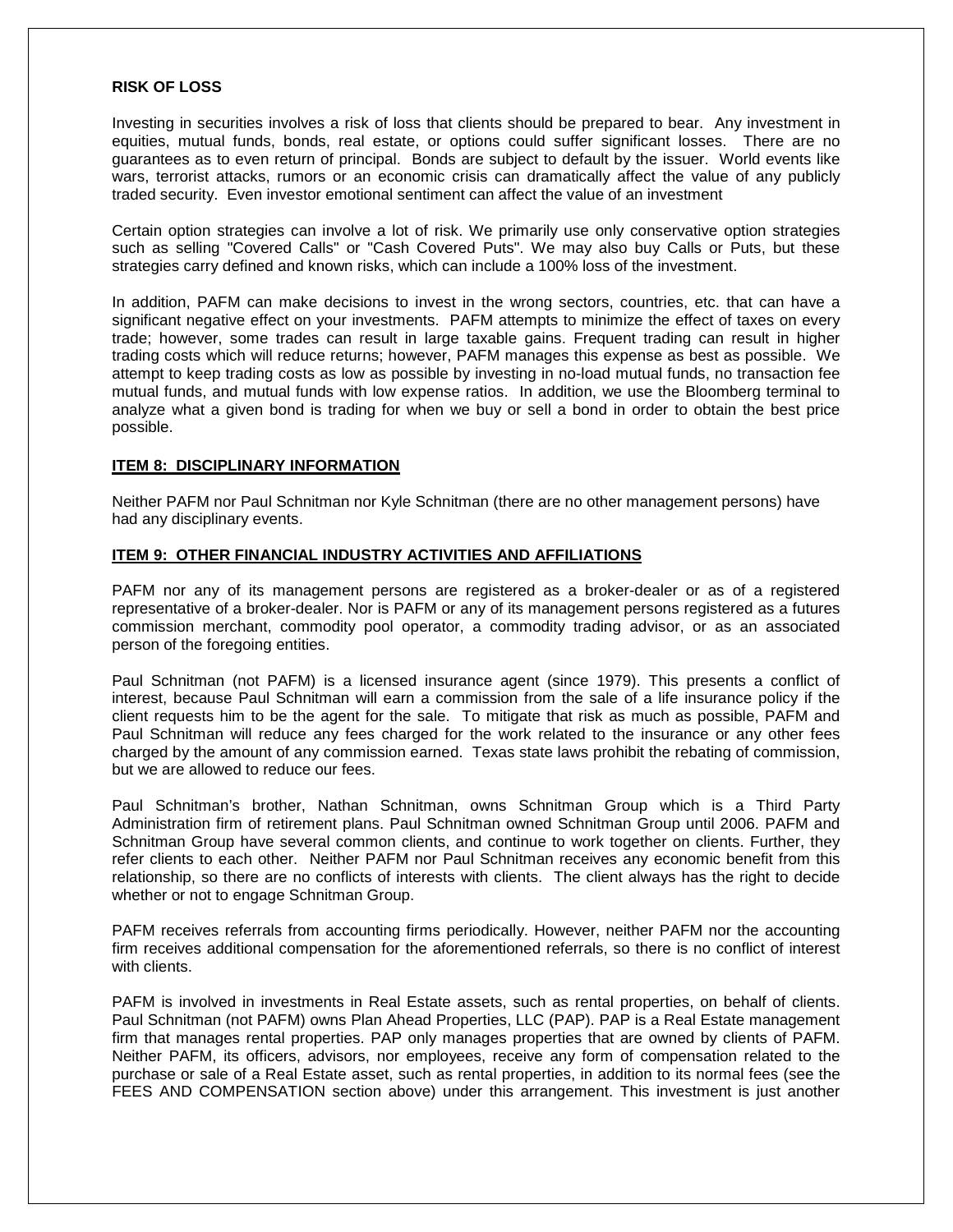**RISK OF LOSS**

Investing in securities involves a risk of loss that clients should be prepared to bear. Any investment in equities, mutual funds, bonds, real estate, or options could suffer significant losses. There are no guarantees as to even return of principal. Bonds are subject to default by the issuer. World events like wars, terrorist attacks, rumors or an economic crisis can dramatically affect the value of any publicly traded security. Even investor emotional sentiment can affect the value of an investment

Certain option strategies can involve a lot of risk. We primarily use only conservative option strategies such as selling "Covered Calls" or "Cash Covered Puts". We may also buy Calls or Puts, but these strategies carry defined and known risks, which can include a 100% loss of the investment.

In addition, PAFM can make decisions to invest in the wrong sectors, countries, etc. that can have a significant negative effect on your investments. PAFM attempts to minimize the effect of taxes on every trade; however, some trades can result in large taxable gains. Frequent trading can result in higher trading costs which will reduce returns; however, PAFM manages this expense as best as possible. We attempt to keep trading costs as low as possible by investing in no-load mutual funds, no transaction fee mutual funds, and mutual funds with low expense ratios. In addition, we use the Bloomberg terminal to analyze what a given bond is trading for when we buy or sell a bond in order to obtain the best price possible.

## ITEM 8: DISCIPLINARY INFORMATION

Neither PAFM nor Paul Schnitman nor Kyle Schnitman (there are no other management persons) have had any disciplinary events.

## ITEM 9: OTHER FINANCIAL INDUSTRY ACTIVITIES AND AFFILIATIONS

PAFM nor any of its management persons are registered as a broker-dealer or as of a registered representative of a broker-dealer. Nor is PAFM or any of its management persons registered as a futures commission merchant, commodity pool operator, a commodity trading advisor, or as an associated person of the foregoing entities.

Paul Schnitman (not PAFM) is a licensed insurance agent (since 1979). This presents a conflict of interest, because Paul Schnitman will earn a commission from the sale of a life insurance policy if the client requests him to be the agent for the sale. To mitigate that risk as much as possible, PAFM and Paul Schnitman will reduce any fees charged for the work related to the insurance or any other fees charged by the amount of any commission earned. Texas state laws prohibit the rebating of commission, but we are allowed to reduce our fees.

Paul Schnitman's brother, Nathan Schnitman, owns Schnitman Group which is a Third Party Administration firm of retirement plans. Paul Schnitman owned Schnitman Group until 2006. PAFM and Schnitman Group have several common clients, and continue to work together on clients. Further, they refer clients to each other. Neither PAFM nor Paul Schnitman receives any economic benefit from this relationship, so there are no conflicts of interests with clients. The client always has the right to decide whether or not to engage Schnitman Group.

PAFM receives referrals from accounting firms periodically. However, neither PAFM nor the accounting firm receives additional compensation for the aforementioned referrals, so there is no conflict of interest with clients.

PAFM is involved in investments in Real Estate assets, such as rental properties, on behalf of clients. Paul Schnitman (not PAFM) owns Plan Ahead Properties, LLC (PAP). PAP is a Real Estate management firm that manages rental properties. PAP only manages properties that are owned by clients of PAFM. Neither PAFM, its officers, advisors, nor employees, receive any form of compensation related to the purchase or sale of a Real Estate asset, such as rental properties, in addition to its normal fees (see the FEES AND COMPENSATION section above) under this arrangement. This investment is just another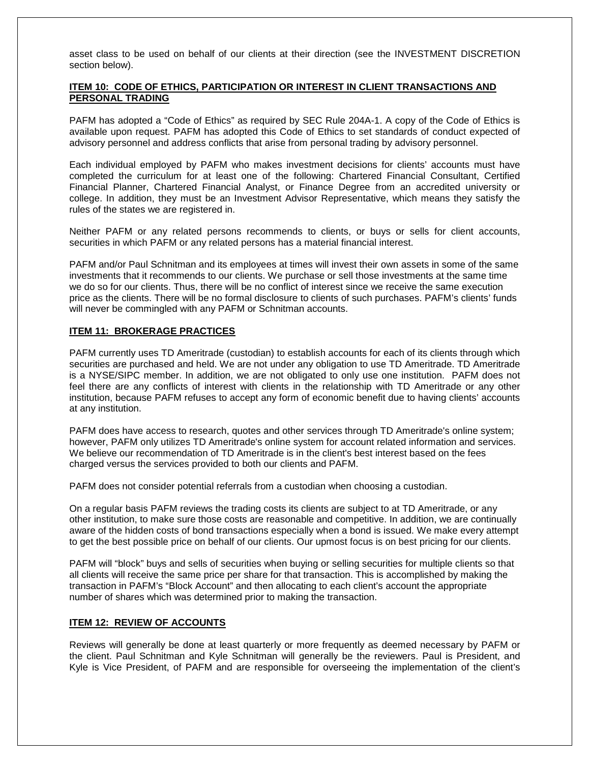asset class to be used on behalf of our clients at their direction (see the INVESTMENT DISCRETION section below).

## ITEM 10: CODE OF ETHICS, PARTICIPATION OR INTEREST IN CLIENT TRANSACTIONS AND PERSONAL TRADING

PAFM has adopted a "Code of Ethics" as required by SEC Rule 204A-1. A copy of the Code of Ethics is available upon request. PAFM has adopted this Code of Ethics to set standards of conduct expected of advisory personnel and address conflicts that arise from personal trading by advisory personnel.

Each individual employed by PAFM who makes investment decisions for clients' accounts must have completed the curriculum for at least one of the following: Chartered Financial Consultant, Certified Financial Planner, Chartered Financial Analyst, or Finance Degree from an accredited university or college. In addition, they must be an Investment Advisor Representative, which means they satisfy the rules of the states we are registered in.

Neither PAFM or any related persons recommends to clients, or buys or sells for client accounts, securities in which PAFM or any related persons has a material financial interest.

PAFM and/or Paul Schnitman and its employees at times will invest their own assets in some of the same investments that it recommends to our clients. We purchase or sell those investments at the same time we do so for our clients. Thus, there will be no conflict of interest since we receive the same execution price as the clients. There will be no formal disclosure to clients of such purchases. PAFM's clients' funds will never be commingled with any PAFM or Schnitman accounts.

## ITEM 11: BROKERAGE PRACTICES

PAFM currently uses TD Ameritrade (custodian) to establish accounts for each of its clients through which securities are purchased and held. We are not under any obligation to use TD Ameritrade. TD Ameritrade is a NYSE/SIPC member. In addition, we are not obligated to only use one institution. PAFM does not feel there are any conflicts of interest with clients in the relationship with TD Ameritrade or any other institution, because PAFM refuses to accept any form of economic benefit due to having clients' accounts at any institution.

PAFM does have access to research, quotes and other services through TD Ameritrade's online system; however, PAFM only utilizes TD Ameritrade's online system for account related information and services. We believe our recommendation of TD Ameritrade is in the client's best interest based on the fees charged versus the services provided to both our clients and PAFM.

PAFM does not consider potential referrals from a custodian when choosing a custodian.

On a regular basis PAFM reviews the trading costs its clients are subject to at TD Ameritrade, or any other institution, to make sure those costs are reasonable and competitive. In addition, we are continually aware of the hidden costs of bond transactions especially when a bond is issued. We make every attempt to get the best possible price on behalf of our clients. Our upmost focus is on best pricing for our clients.

PAFM will "block" buys and sells of securities when buying or selling securities for multiple clients so that all clients will receive the same price per share for that transaction. This is accomplished by making the transaction in PAFM's "Block Account" and then allocating to each client's account the appropriate number of shares which was determined prior to making the transaction.

## ITEM 12: REVIEW OF ACCOUNTS

Reviews will generally be done at least quarterly or more frequently as deemed necessary by PAFM or the client. Paul Schnitman and Kyle Schnitman will generally be the reviewers. Paul is President, and Kyle is Vice President, of PAFM and are responsible for overseeing the implementation of the client's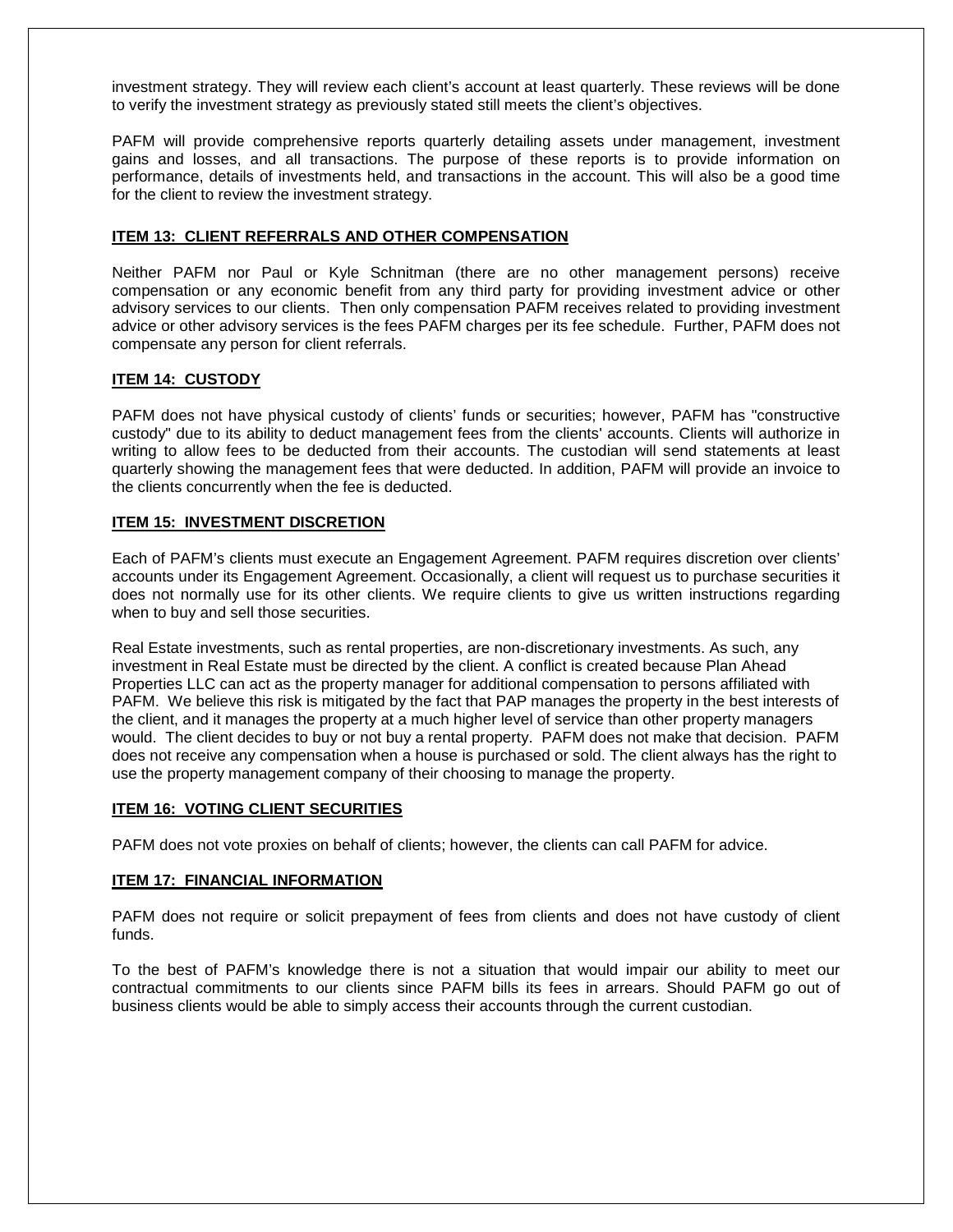investment strategy. They will review each client's account at least quarterly. These reviews will be done to verify the investment strategy as previously stated still meets the client's objectives.

PAFM will provide comprehensive reports quarterly detailing assets under management, investment gains and losses, and all transactions. The purpose of these reports is to provide information on performance, details of investments held, and transactions in the account. This will also be a good time for the client to review the investment strategy.

## ITEM 13: CLIENT REFERRALS AND OTHER COMPENSATION

Neither PAFM nor Paul or Kyle Schnitman (there are no other management persons) receive compensation or any economic benefit from any third party for providing investment advice or other advisory services to our clients. Then only compensation PAFM receives related to providing investment advice or other advisory services is the fees PAFM charges per its fee schedule. Further, PAFM does not compensate any person for client referrals.

## ITEM 14: CUSTODY

PAFM does not have physical custody of clients' funds or securities; however, PAFM has "constructive custody" due to its ability to deduct management fees from the clients' accounts. Clients will authorize in writing to allow fees to be deducted from their accounts. The custodian will send statements at least quarterly showing the management fees that were deducted. In addition, PAFM will provide an invoice to the clients concurrently when the fee is deducted.

## ITEM 15: INVESTMENT DISCRETION

Each of PAFM's clients must execute an Engagement Agreement. PAFM requires discretion over clients' accounts under its Engagement Agreement. Occasionally, a client will request us to purchase securities it does not normally use for its other clients. We require clients to give us written instructions regarding when to buy and sell those securities.

Real Estate investments, such as rental properties, are non-discretionary investments. As such, any investment in Real Estate must be directed by the client. A conflict is created because Plan Ahead Properties LLC can act as the property manager for additional compensation to persons affiliated with PAFM. We believe this risk is mitigated by the fact that PAP manages the property in the best interests of the client, and it manages the property at a much higher level of service than other property managers would. The client decides to buy or not buy a rental property. PAFM does not make that decision. PAFM does not receive any compensation when a house is purchased or sold. The client always has the right to use the property management company of their choosing to manage the property.

## ITEM 16: VOTING CLIENT SECURITIES

PAFM does not vote proxies on behalf of clients; however, the clients can call PAFM for advice.

## ITEM 17: FINANCIAL INFORMATION

PAFM does not require or solicit prepayment of fees from clients and does not have custody of client funds.

To the best of PAFM's knowledge there is not a situation that would impair our ability to meet our contractual commitments to our clients since PAFM bills its fees in arrears. Should PAFM go out of business clients would be able to simply access their accounts through the current custodian.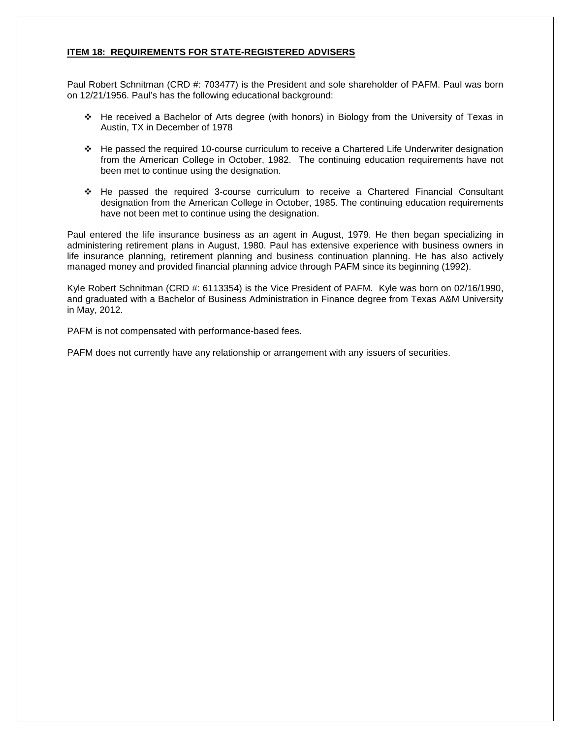## ITEM 18: REQUIREMENTS FOR STATE-REGISTERED ADVISERS

Paul Robert Schnitman (CRD #: 703477) is the President and sole shareholder of PAFM. Paul was born on 12/21/1956. Paul's has the following educational background:

- He received a Bachelor of Arts degree (with honors) in Biology from the University of Texas in Austin, TX in December of 1978
- He passed the required 10-course curriculum to receive a Chartered Life Underwriter designation from the American College in October, 1982. The continuing education requirements have not been met to continue using the designation.
- He passed the required 3-course curriculum to receive a Chartered Financial Consultant designation from the American College in October, 1985. The continuing education requirements have not been met to continue using the designation.

Paul entered the life insurance business as an agent in August, 1979. He then began specializing in administering retirement plans in August, 1980. Paul has extensive experience with business owners in life insurance planning, retirement planning and business continuation planning. He has also actively managed money and provided financial planning advice through PAFM since its beginning (1992).

Kyle Robert Schnitman (CRD #: 6113354) is the Vice President of PAFM. Kyle was born on 02/16/1990, and graduated with a Bachelor of Business Administration in Finance degree from Texas A&M University in May, 2012.

PAFM is not compensated with performance-based fees.

PAFM does not currently have any relationship or arrangement with any issuers of securities.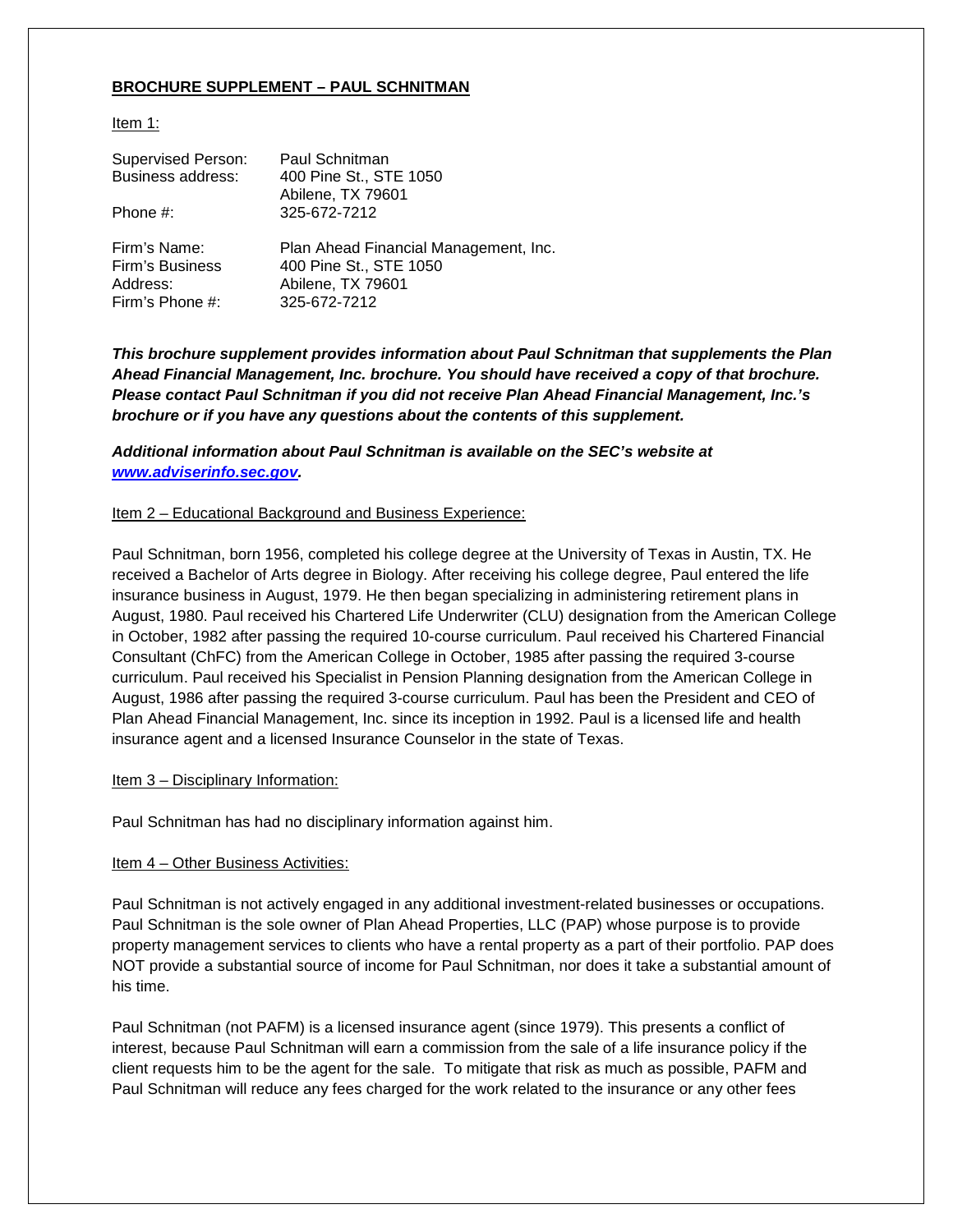**BROCHURE SUPPLEMENT – PAUL SCHNITMAN**

Item 1:

| | |
|---|---|
| Supervised Person: | Paul Schnitman |
| Business address: | 400 Pine St., STE 1050<br>Abilene, TX 79601 |
| Phone #: | 325-672-7212 |
| Firm's Name: | Plan Ahead Financial Management, Inc. |
| Firm's Business Address: | 400 Pine St., STE 1050<br>Abilene, TX 79601 |
| Firm's Phone #: | 325-672-7212 |

***This brochure supplement provides information about Paul Schnitman that supplements the Plan Ahead Financial Management, Inc. brochure. You should have received a copy of that brochure. Please contact Paul Schnitman if you did not receive Plan Ahead Financial Management, Inc.'s brochure or if you have any questions about the contents of this supplement.***

***Additional information about Paul Schnitman is available on the SEC's website at [www.adviserinfo.sec.gov](http://www.adviserinfo.sec.gov).***

Item 2 – Educational Background and Business Experience:

Paul Schnitman, born 1956, completed his college degree at the University of Texas in Austin, TX. He received a Bachelor of Arts degree in Biology. After receiving his college degree, Paul entered the life insurance business in August, 1979. He then began specializing in administering retirement plans in August, 1980. Paul received his Chartered Life Underwriter (CLU) designation from the American College in October, 1982 after passing the required 10-course curriculum. Paul received his Chartered Financial Consultant (ChFC) from the American College in October, 1985 after passing the required 3-course curriculum. Paul received his Specialist in Pension Planning designation from the American College in August, 1986 after passing the required 3-course curriculum. Paul has been the President and CEO of Plan Ahead Financial Management, Inc. since its inception in 1992. Paul is a licensed life and health insurance agent and a licensed Insurance Counselor in the state of Texas.

Item 3 – Disciplinary Information:

Paul Schnitman has had no disciplinary information against him.

Item 4 – Other Business Activities:

Paul Schnitman is not actively engaged in any additional investment-related businesses or occupations. Paul Schnitman is the sole owner of Plan Ahead Properties, LLC (PAP) whose purpose is to provide property management services to clients who have a rental property as a part of their portfolio. PAP does NOT provide a substantial source of income for Paul Schnitman, nor does it take a substantial amount of his time.

Paul Schnitman (not PAFM) is a licensed insurance agent (since 1979). This presents a conflict of interest, because Paul Schnitman will earn a commission from the sale of a life insurance policy if the client requests him to be the agent for the sale. To mitigate that risk as much as possible, PAFM and Paul Schnitman will reduce any fees charged for the work related to the insurance or any other fees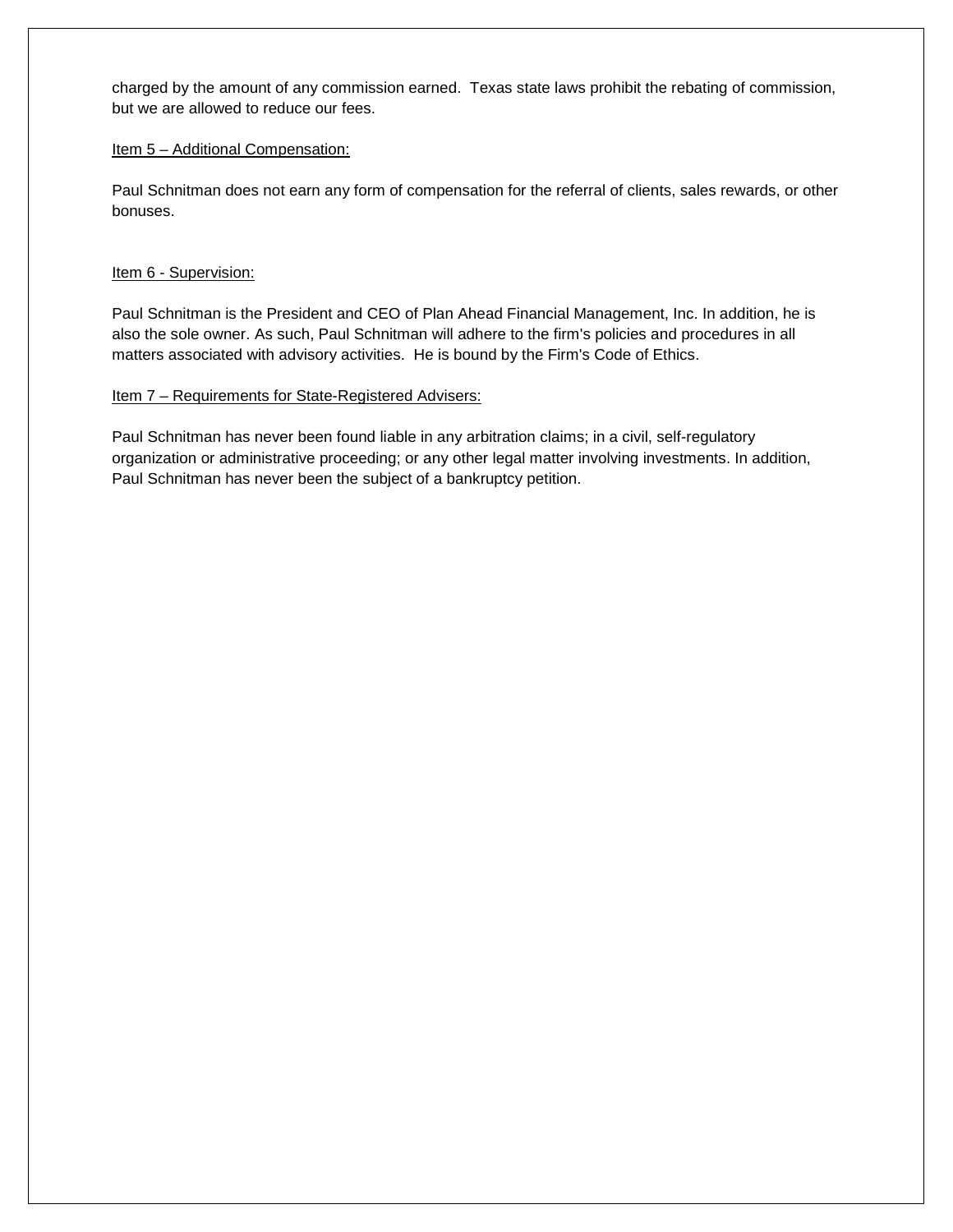charged by the amount of any commission earned. Texas state laws prohibit the rebating of commission, but we are allowed to reduce our fees.

## Item 5 – Additional Compensation:

Paul Schnitman does not earn any form of compensation for the referral of clients, sales rewards, or other bonuses.

## Item 6 - Supervision:

Paul Schnitman is the President and CEO of Plan Ahead Financial Management, Inc. In addition, he is also the sole owner. As such, Paul Schnitman will adhere to the firm's policies and procedures in all matters associated with advisory activities. He is bound by the Firm's Code of Ethics.

## Item 7 – Requirements for State-Registered Advisers:

Paul Schnitman has never been found liable in any arbitration claims; in a civil, self-regulatory organization or administrative proceeding; or any other legal matter involving investments. In addition, Paul Schnitman has never been the subject of a bankruptcy petition.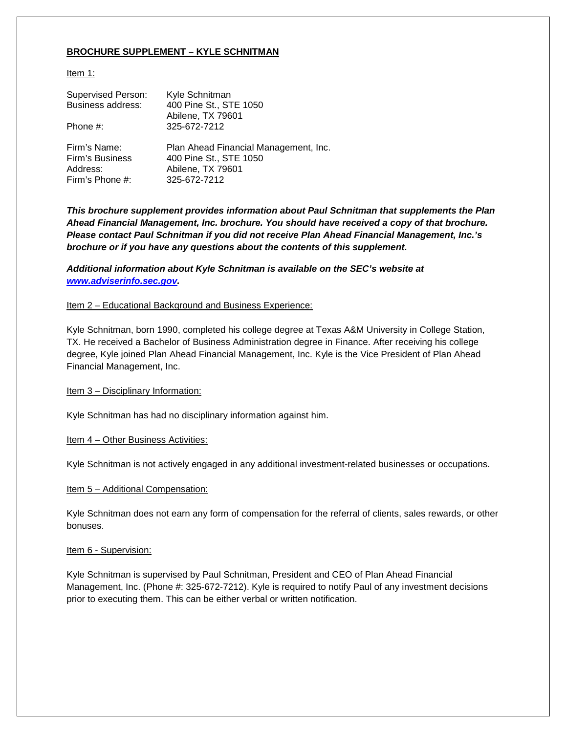**BROCHURE SUPPLEMENT – KYLE SCHNITMAN**

Item 1:

| | |
|---|---|
| Supervised Person: | Kyle Schnitman |
| Business address: | 400 Pine St., STE 1050<br>Abilene, TX 79601 |
| Phone #: | 325-672-7212 |
| Firm's Name: | Plan Ahead Financial Management, Inc. |
| Firm's Business Address: | 400 Pine St., STE 1050<br>Abilene, TX 79601 |
| Firm's Phone #: | 325-672-7212 |

***This brochure supplement provides information about Paul Schnitman that supplements the Plan Ahead Financial Management, Inc. brochure. You should have received a copy of that brochure. Please contact Paul Schnitman if you did not receive Plan Ahead Financial Management, Inc.'s brochure or if you have any questions about the contents of this supplement.***

***Additional information about Kyle Schnitman is available on the SEC's website at [www.adviserinfo.sec.gov](http://www.adviserinfo.sec.gov).***

Item 2 – Educational Background and Business Experience:

Kyle Schnitman, born 1990, completed his college degree at Texas A&M University in College Station, TX. He received a Bachelor of Business Administration degree in Finance. After receiving his college degree, Kyle joined Plan Ahead Financial Management, Inc. Kyle is the Vice President of Plan Ahead Financial Management, Inc.

Item 3 – Disciplinary Information:

Kyle Schnitman has had no disciplinary information against him.

Item 4 – Other Business Activities:

Kyle Schnitman is not actively engaged in any additional investment-related businesses or occupations.

Item 5 – Additional Compensation:

Kyle Schnitman does not earn any form of compensation for the referral of clients, sales rewards, or other bonuses.

Item 6 - Supervision:

Kyle Schnitman is supervised by Paul Schnitman, President and CEO of Plan Ahead Financial Management, Inc. (Phone #: 325-672-7212). Kyle is required to notify Paul of any investment decisions prior to executing them. This can be either verbal or written notification.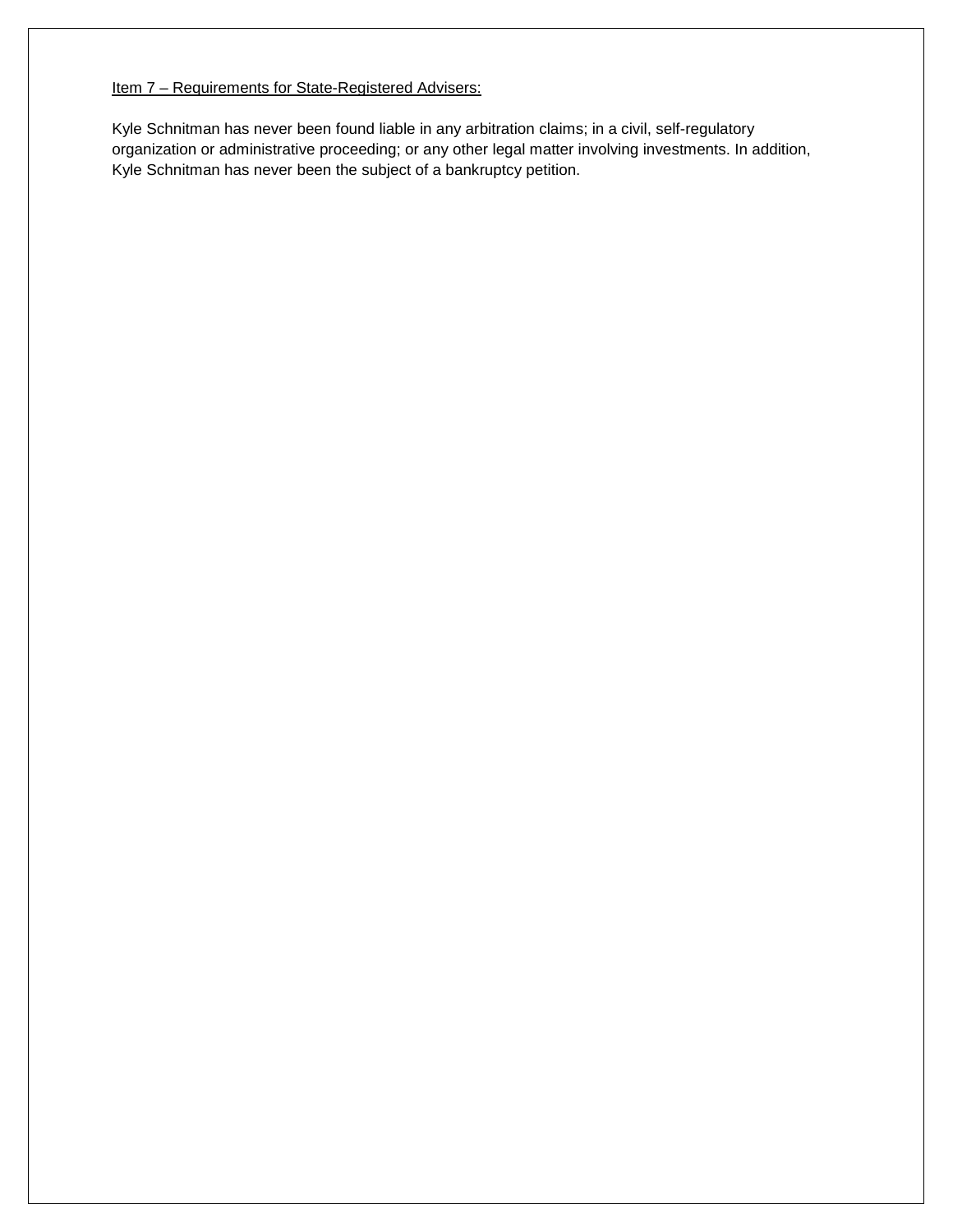Item 7 – Requirements for State-Registered Advisers:

Kyle Schnitman has never been found liable in any arbitration claims; in a civil, self-regulatory organization or administrative proceeding; or any other legal matter involving investments. In addition, Kyle Schnitman has never been the subject of a bankruptcy petition.